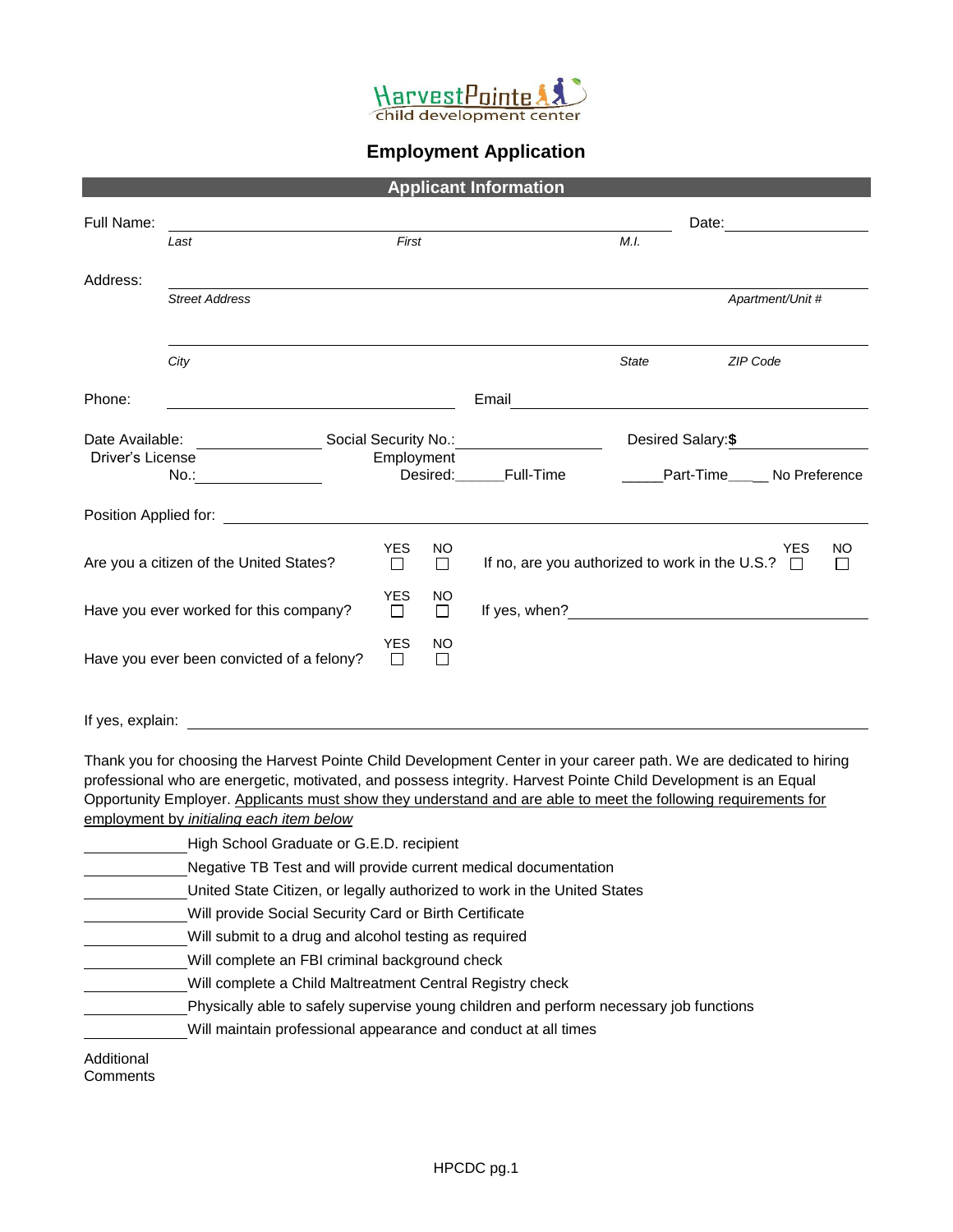HarvestPointe child development center

# Employment Application

## Applicant Information

Full Name: ______________________________ Date: ______________

*Last* *First* *M.I.*

Address: ______________________________

*Street Address* *Apartment/Unit #*

______________________________

*City* *State* *ZIP Code*

Phone: ______________________________ Email ______________________________

Date Available: ______________ Social Security No.: ______________ Desired Salary: **$** ______________

Driver's License No.: ______________ Employment Desired: ______Full-Time ______Part-Time______ No Preference

Position Applied for: ______________________________

| | YES | NO | | YES | NO |
|---|---|---|---|---|---|
| Are you a citizen of the United States? | ☐ | ☐ | If no, are you authorized to work in the U.S.? | ☐ | ☐ |
| Have you ever worked for this company? | ☐ | ☐ | If yes, when? ______________ | | |
| Have you ever been convicted of a felony? | ☐ | ☐ | | | |

If yes, explain: ______________________________

Thank you for choosing the Harvest Pointe Child Development Center in your career path. We are dedicated to hiring professional who are energetic, motivated, and possess integrity. Harvest Pointe Child Development is an Equal Opportunity Employer. Applicants must show they understand and are able to meet the following requirements for employment by *initialing each item below*

- __________ High School Graduate or G.E.D. recipient
- __________ Negative TB Test and will provide current medical documentation
- __________ United State Citizen, or legally authorized to work in the United States
- __________ Will provide Social Security Card or Birth Certificate
- __________ Will submit to a drug and alcohol testing as required
- __________ Will complete an FBI criminal background check
- __________ Will complete a Child Maltreatment Central Registry check
- __________ Physically able to safely supervise young children and perform necessary job functions
- __________ Will maintain professional appearance and conduct at all times

Additional Comments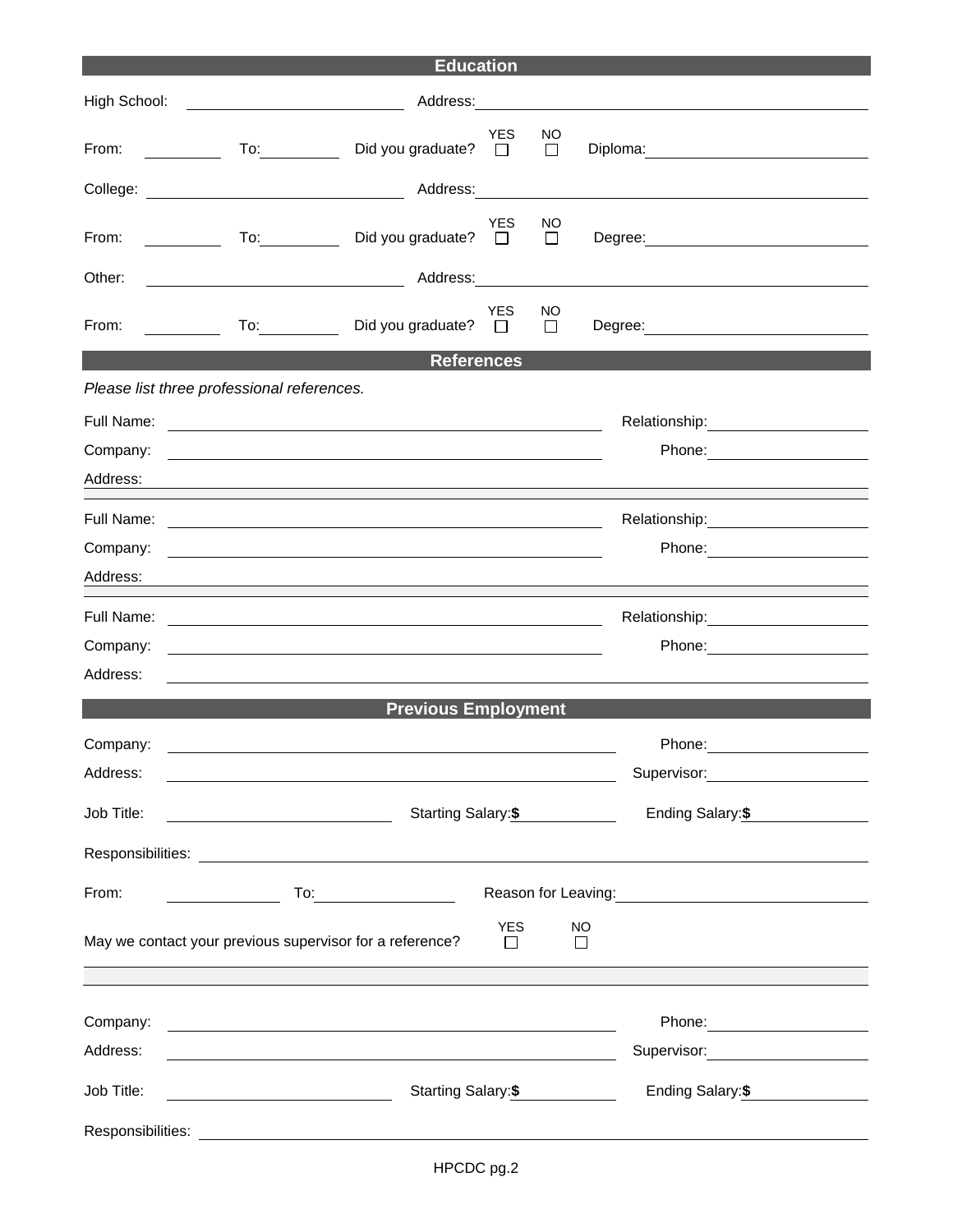## Education

High School: ______________________ Address: ______________________________________

From: __________ To: __________ Did you graduate? YES ☐ NO ☐ Diploma: ______________________

College: ______________________ Address: ______________________________________

From: __________ To: __________ Did you graduate? YES ☐ NO ☐ Degree: ______________________

Other: ______________________ Address: ______________________________________

From: __________ To: __________ Did you graduate? YES ☐ NO ☐ Degree: ______________________

## References

*Please list three professional references.*

Full Name: ______________________________________ Relationship: ______________________

Company: ______________________________________ Phone: ______________________

Address: ______________________________________________________________________

Full Name: ______________________________________ Relationship: ______________________

Company: ______________________________________ Phone: ______________________

Address: ______________________________________________________________________

Full Name: ______________________________________ Relationship: ______________________

Company: ______________________________________ Phone: ______________________

Address: ______________________________________________________________________

## Previous Employment

Company: ______________________________________ Phone: ______________________

Address: ______________________________________ Supervisor: ______________________

Job Title: ______________________ Starting Salary: **$** ____________ Ending Salary: **$** ____________

Responsibilities: ______________________________________________________________

From: ______________ To: ______________ Reason for Leaving: ______________________

May we contact your previous supervisor for a reference? YES ☐ NO ☐

Company: ______________________________________ Phone: ______________________

Address: ______________________________________ Supervisor: ______________________

Job Title: ______________________ Starting Salary: **$** ____________ Ending Salary: **$** ____________

Responsibilities: ______________________________________________________________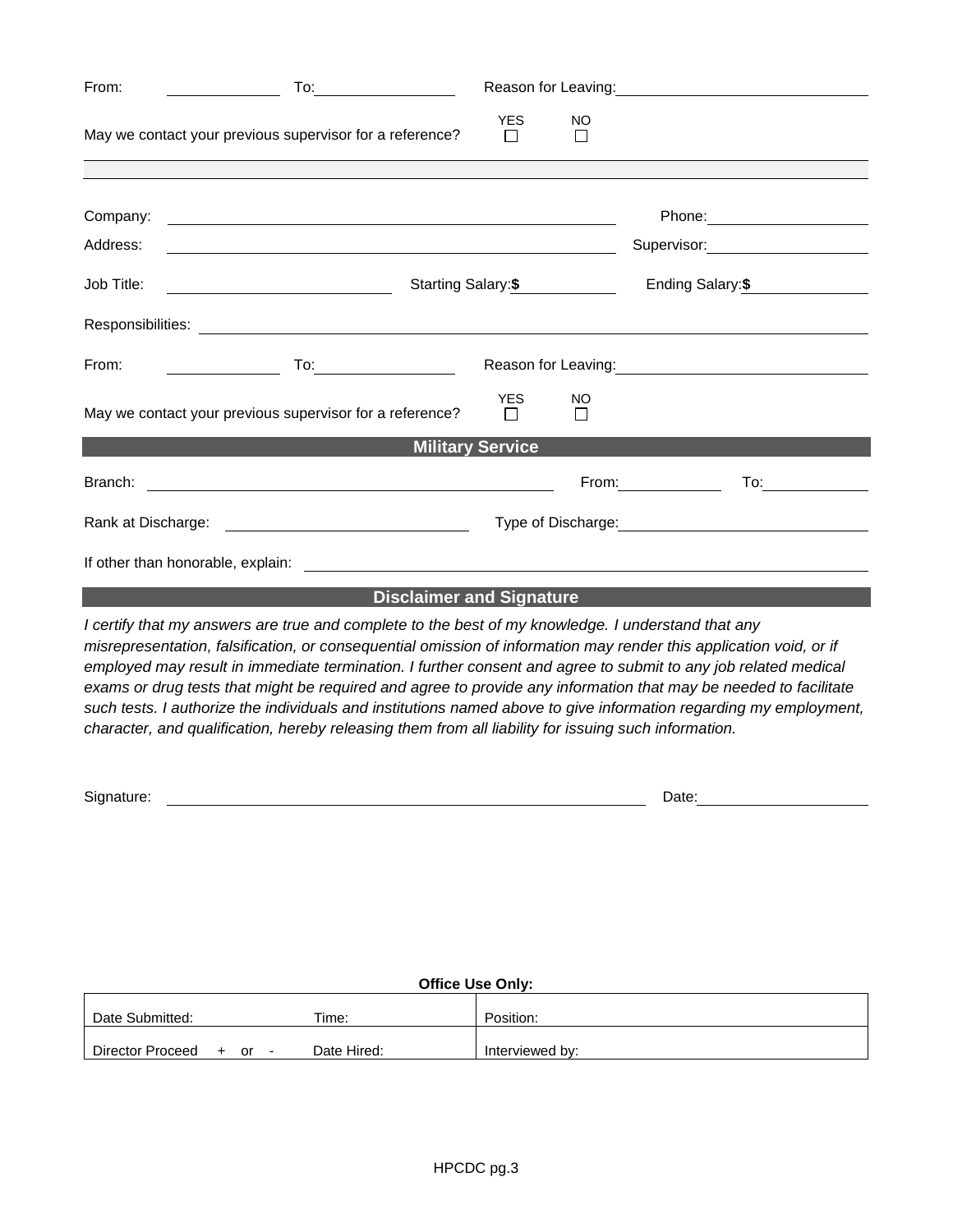From: ______________ To: ______________ Reason for Leaving: ______________

May we contact your previous supervisor for a reference? YES ☐ NO ☐

Company: ______________ Phone: ______________

Address: ______________ Supervisor: ______________

Job Title: ______________ Starting Salary: **$** ______________ Ending Salary: **$** ______________

Responsibilities: ______________

From: ______________ To: ______________ Reason for Leaving: ______________

May we contact your previous supervisor for a reference? YES ☐ NO ☐

## Military Service

Branch: ______________ From: ______________ To: ______________

Rank at Discharge: ______________ Type of Discharge: ______________

If other than honorable, explain: ______________

## Disclaimer and Signature

*I certify that my answers are true and complete to the best of my knowledge. I understand that any misrepresentation, falsification, or consequential omission of information may render this application void, or if employed may result in immediate termination. I further consent and agree to submit to any job related medical exams or drug tests that might be required and agree to provide any information that may be needed to facilitate such tests. I authorize the individuals and institutions named above to give information regarding my employment, character, and qualification, hereby releasing them from all liability for issuing such information.*

Signature: ______________ Date: ______________

**Office Use Only:**

| | | |
|---|---|---|
| Date Submitted: | Time: | Position: |
| Director Proceed + or - | Date Hired: | Interviewed by: |